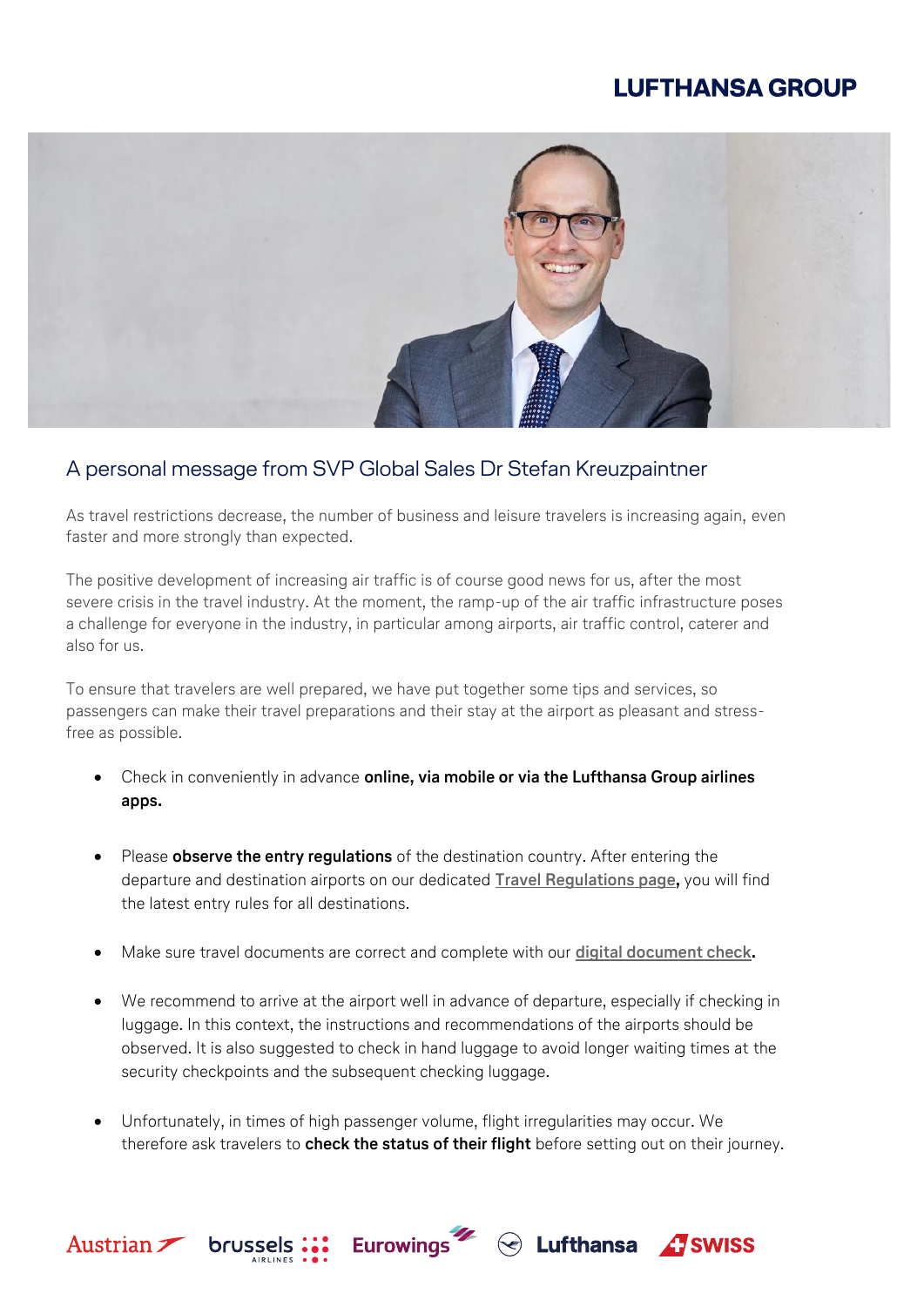# LUFTHANSA GROUP

## A personal message from SVP Global Sales Dr Stefan Kreuzpaintner

As travel restrictions decrease, the number of business and leisure travelers is increasing again, even faster and more strongly than expected.

The positive development of increasing air traffic is of course good news for us, after the most severe crisis in the travel industry. At the moment, the ramp-up of the air traffic infrastructure poses a challenge for everyone in the industry, in particular among airports, air traffic control, caterer and also for us.

To ensure that travelers are well prepared, we have put together some tips and services, so passengers can make their travel preparations and their stay at the airport as pleasant and stress-free as possible.

- Check in conveniently in advance **online, via mobile or via the Lufthansa Group airlines apps.**
- Please **observe the entry regulations** of the destination country. After entering the departure and destination airports on our dedicated **Travel Regulations page,** you will find the latest entry rules for all destinations.
- Make sure travel documents are correct and complete with our **digital document check.**
- We recommend to arrive at the airport well in advance of departure, especially if checking in luggage. In this context, the instructions and recommendations of the airports should be observed. It is also suggested to check in hand luggage to avoid longer waiting times at the security checkpoints and the subsequent checking luggage.
- Unfortunately, in times of high passenger volume, flight irregularities may occur. We therefore ask travelers to **check the status of their flight** before setting out on their journey.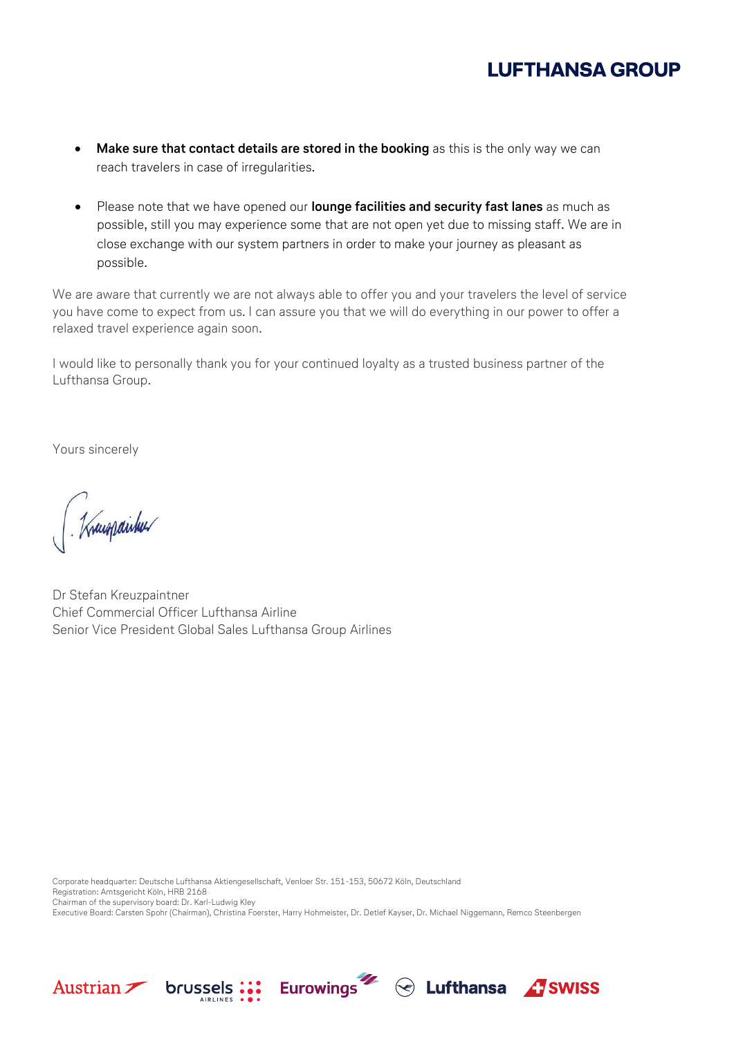- **Make sure that contact details are stored in the booking** as this is the only way we can reach travelers in case of irregularities.

- Please note that we have opened our **lounge facilities and security fast lanes** as much as possible, still you may experience some that are not open yet due to missing staff. We are in close exchange with our system partners in order to make your journey as pleasant as possible.

We are aware that currently we are not always able to offer you and your travelers the level of service you have come to expect from us. I can assure you that we will do everything in our power to offer a relaxed travel experience again soon.

I would like to personally thank you for your continued loyalty as a trusted business partner of the Lufthansa Group.

Yours sincerely

Dr Stefan Kreuzpaintner
Chief Commercial Officer Lufthansa Airline
Senior Vice President Global Sales Lufthansa Group Airlines

Corporate headquarter: Deutsche Lufthansa Aktiengesellschaft, Venloer Str. 151-153, 50672 Köln, Deutschland
Registration: Amtsgericht Köln, HRB 2168
Chairman of the supervisory board: Dr. Karl-Ludwig Kley
Executive Board: Carsten Spohr (Chairman), Christina Foerster, Harry Hohmeister, Dr. Detlef Kayser, Dr. Michael Niggemann, Remco Steenbergen